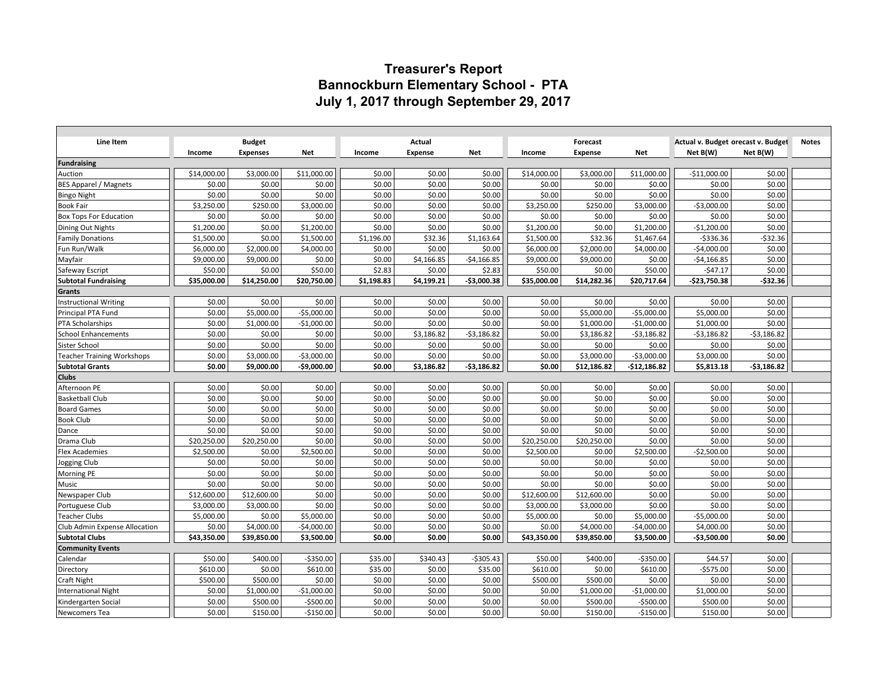# Treasurer's Report
# Bannockburn Elementary School - PTA
# July 1, 2017 through September 29, 2017

| Line Item | Budget | | | Actual | | | Forecast | | | Actual v. Budget | Forecast v. Budget | Notes |
|---|---|---|---|---|---|---|---|---|---|---|---|---|
| | Income | Expenses | Net | Income | Expense | Net | Income | Expense | Net | Net B(W) | Net B(W) | |
| **Fundraising** | | | | | | | | | | | | |
| Auction | $14,000.00 | $3,000.00 | $11,000.00 | $0.00 | $0.00 | $0.00 | $14,000.00 | $3,000.00 | $11,000.00 | -$11,000.00 | $0.00 | |
| BES Apparel / Magnets | $0.00 | $0.00 | $0.00 | $0.00 | $0.00 | $0.00 | $0.00 | $0.00 | $0.00 | $0.00 | $0.00 | |
| Bingo Night | $0.00 | $0.00 | $0.00 | $0.00 | $0.00 | $0.00 | $0.00 | $0.00 | $0.00 | $0.00 | $0.00 | |
| Book Fair | $3,250.00 | $250.00 | $3,000.00 | $0.00 | $0.00 | $0.00 | $3,250.00 | $250.00 | $3,000.00 | -$3,000.00 | $0.00 | |
| Box Tops For Education | $0.00 | $0.00 | $0.00 | $0.00 | $0.00 | $0.00 | $0.00 | $0.00 | $0.00 | $0.00 | $0.00 | |
| Dining Out Nights | $1,200.00 | $0.00 | $1,200.00 | $0.00 | $0.00 | $0.00 | $1,200.00 | $0.00 | $1,200.00 | -$1,200.00 | $0.00 | |
| Family Donations | $1,500.00 | $0.00 | $1,500.00 | $1,196.00 | $32.36 | $1,163.64 | $1,500.00 | $32.36 | $1,467.64 | -$336.36 | -$32.36 | |
| Fun Run/Walk | $6,000.00 | $2,000.00 | $4,000.00 | $0.00 | $0.00 | $0.00 | $6,000.00 | $2,000.00 | $4,000.00 | -$4,000.00 | $0.00 | |
| Mayfair | $9,000.00 | $9,000.00 | $0.00 | $0.00 | $4,166.85 | -$4,166.85 | $9,000.00 | $9,000.00 | $0.00 | -$4,166.85 | $0.00 | |
| Safeway Escript | $50.00 | $0.00 | $50.00 | $2.83 | $0.00 | $2.83 | $50.00 | $0.00 | $50.00 | -$47.17 | $0.00 | |
| **Subtotal Fundraising** | **$35,000.00** | **$14,250.00** | **$20,750.00** | **$1,198.83** | **$4,199.21** | **-$3,000.38** | **$35,000.00** | **$14,282.36** | **$20,717.64** | **-$23,750.38** | **-$32.36** | |
| **Grants** | | | | | | | | | | | | |
| Instructional Writing | $0.00 | $0.00 | $0.00 | $0.00 | $0.00 | $0.00 | $0.00 | $0.00 | $0.00 | $0.00 | $0.00 | |
| Principal PTA Fund | $0.00 | $5,000.00 | -$5,000.00 | $0.00 | $0.00 | $0.00 | $0.00 | $5,000.00 | -$5,000.00 | $5,000.00 | $0.00 | |
| PTA Scholarships | $0.00 | $1,000.00 | -$1,000.00 | $0.00 | $0.00 | $0.00 | $0.00 | $1,000.00 | -$1,000.00 | $1,000.00 | $0.00 | |
| School Enhancements | $0.00 | $0.00 | $0.00 | $0.00 | $3,186.82 | -$3,186.82 | $0.00 | $3,186.82 | -$3,186.82 | -$3,186.82 | -$3,186.82 | |
| Sister School | $0.00 | $0.00 | $0.00 | $0.00 | $0.00 | $0.00 | $0.00 | $0.00 | $0.00 | $0.00 | $0.00 | |
| Teacher Training Workshops | $0.00 | $3,000.00 | -$3,000.00 | $0.00 | $0.00 | $0.00 | $0.00 | $3,000.00 | -$3,000.00 | $3,000.00 | $0.00 | |
| **Subtotal Grants** | **$0.00** | **$9,000.00** | **-$9,000.00** | **$0.00** | **$3,186.82** | **-$3,186.82** | **$0.00** | **$12,186.82** | **-$12,186.82** | **$5,813.18** | **-$3,186.82** | |
| **Clubs** | | | | | | | | | | | | |
| Afternoon PE | $0.00 | $0.00 | $0.00 | $0.00 | $0.00 | $0.00 | $0.00 | $0.00 | $0.00 | $0.00 | $0.00 | |
| Basketball Club | $0.00 | $0.00 | $0.00 | $0.00 | $0.00 | $0.00 | $0.00 | $0.00 | $0.00 | $0.00 | $0.00 | |
| Board Games | $0.00 | $0.00 | $0.00 | $0.00 | $0.00 | $0.00 | $0.00 | $0.00 | $0.00 | $0.00 | $0.00 | |
| Book Club | $0.00 | $0.00 | $0.00 | $0.00 | $0.00 | $0.00 | $0.00 | $0.00 | $0.00 | $0.00 | $0.00 | |
| Dance | $0.00 | $0.00 | $0.00 | $0.00 | $0.00 | $0.00 | $0.00 | $0.00 | $0.00 | $0.00 | $0.00 | |
| Drama Club | $20,250.00 | $20,250.00 | $0.00 | $0.00 | $0.00 | $0.00 | $20,250.00 | $20,250.00 | $0.00 | $0.00 | $0.00 | |
| Flex Academies | $2,500.00 | $0.00 | $2,500.00 | $0.00 | $0.00 | $0.00 | $2,500.00 | $0.00 | $2,500.00 | -$2,500.00 | $0.00 | |
| Jogging Club | $0.00 | $0.00 | $0.00 | $0.00 | $0.00 | $0.00 | $0.00 | $0.00 | $0.00 | $0.00 | $0.00 | |
| Morning PE | $0.00 | $0.00 | $0.00 | $0.00 | $0.00 | $0.00 | $0.00 | $0.00 | $0.00 | $0.00 | $0.00 | |
| Music | $0.00 | $0.00 | $0.00 | $0.00 | $0.00 | $0.00 | $0.00 | $0.00 | $0.00 | $0.00 | $0.00 | |
| Newspaper Club | $12,600.00 | $12,600.00 | $0.00 | $0.00 | $0.00 | $0.00 | $12,600.00 | $12,600.00 | $0.00 | $0.00 | $0.00 | |
| Portuguese Club | $3,000.00 | $3,000.00 | $0.00 | $0.00 | $0.00 | $0.00 | $3,000.00 | $3,000.00 | $0.00 | $0.00 | $0.00 | |
| Teacher Clubs | $5,000.00 | $0.00 | $5,000.00 | $0.00 | $0.00 | $0.00 | $5,000.00 | $0.00 | $5,000.00 | -$5,000.00 | $0.00 | |
| Club Admin Expense Allocation | $0.00 | $4,000.00 | -$4,000.00 | $0.00 | $0.00 | $0.00 | $0.00 | $4,000.00 | -$4,000.00 | $4,000.00 | $0.00 | |
| **Subtotal Clubs** | **$43,350.00** | **$39,850.00** | **$3,500.00** | **$0.00** | **$0.00** | **$0.00** | **$43,350.00** | **$39,850.00** | **$3,500.00** | **-$3,500.00** | **$0.00** | |
| **Community Events** | | | | | | | | | | | | |
| Calendar | $50.00 | $400.00 | -$350.00 | $35.00 | $340.43 | -$305.43 | $50.00 | $400.00 | -$350.00 | $44.57 | $0.00 | |
| Directory | $610.00 | $0.00 | $610.00 | $35.00 | $0.00 | $35.00 | $610.00 | $0.00 | $610.00 | -$575.00 | $0.00 | |
| Craft Night | $500.00 | $500.00 | $0.00 | $0.00 | $0.00 | $0.00 | $500.00 | $500.00 | $0.00 | $0.00 | $0.00 | |
| International Night | $0.00 | $1,000.00 | -$1,000.00 | $0.00 | $0.00 | $0.00 | $0.00 | $1,000.00 | -$1,000.00 | $1,000.00 | $0.00 | |
| Kindergarten Social | $0.00 | $500.00 | -$500.00 | $0.00 | $0.00 | $0.00 | $0.00 | $500.00 | -$500.00 | $500.00 | $0.00 | |
| Newcomers Tea | $0.00 | $150.00 | -$150.00 | $0.00 | $0.00 | $0.00 | $0.00 | $150.00 | -$150.00 | $150.00 | $0.00 | |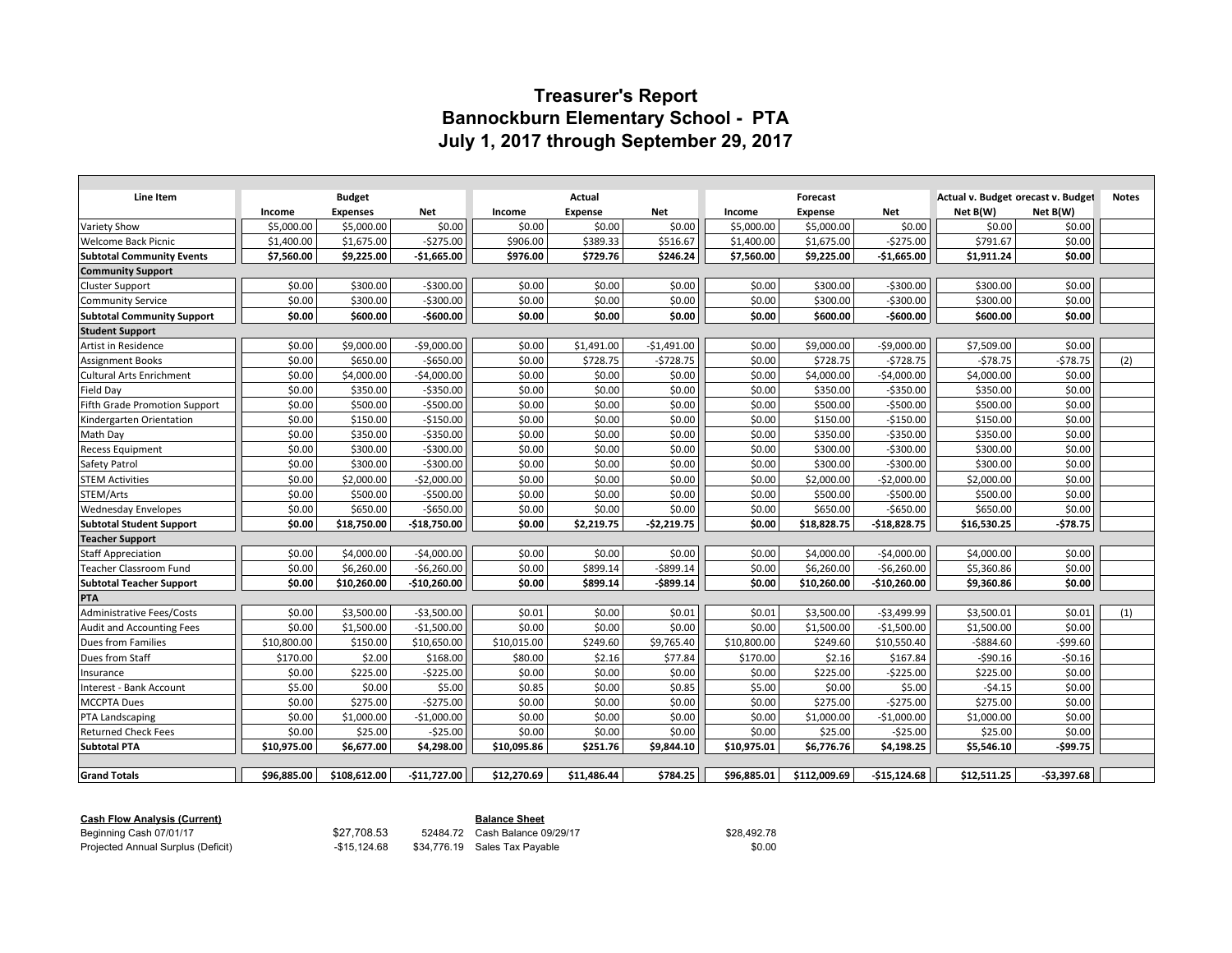# Treasurer's Report
## Bannockburn Elementary School - PTA
## July 1, 2017 through September 29, 2017

| Line Item | Budget | | | Actual | | | Forecast | | | Actual v. Budget | Forecast v. Budget | Notes |
|---|---|---|---|---|---|---|---|---|---|---|---|---|
| | Income | Expenses | Net | Income | Expense | Net | Income | Expense | Net | Net B(W) | Net B(W) | |
| Variety Show | $5,000.00 | $5,000.00 | $0.00 | $0.00 | $0.00 | $0.00 | $5,000.00 | $5,000.00 | $0.00 | $0.00 | $0.00 | |
| Welcome Back Picnic | $1,400.00 | $1,675.00 | -$275.00 | $906.00 | $389.33 | $516.67 | $1,400.00 | $1,675.00 | -$275.00 | $791.67 | $0.00 | |
| **Subtotal Community Events** | **$7,560.00** | **$9,225.00** | **-$1,665.00** | **$976.00** | **$729.76** | **$246.24** | **$7,560.00** | **$9,225.00** | **-$1,665.00** | **$1,911.24** | **$0.00** | |
| **Community Support** | | | | | | | | | | | | |
| Cluster Support | $0.00 | $300.00 | -$300.00 | $0.00 | $0.00 | $0.00 | $0.00 | $300.00 | -$300.00 | $300.00 | $0.00 | |
| Community Service | $0.00 | $300.00 | -$300.00 | $0.00 | $0.00 | $0.00 | $0.00 | $300.00 | -$300.00 | $300.00 | $0.00 | |
| **Subtotal Community Support** | **$0.00** | **$600.00** | **-$600.00** | **$0.00** | **$0.00** | **$0.00** | **$0.00** | **$600.00** | **-$600.00** | **$600.00** | **$0.00** | |
| **Student Support** | | | | | | | | | | | | |
| Artist in Residence | $0.00 | $9,000.00 | -$9,000.00 | $0.00 | $1,491.00 | -$1,491.00 | $0.00 | $9,000.00 | -$9,000.00 | $7,509.00 | $0.00 | |
| Assignment Books | $0.00 | $650.00 | -$650.00 | $0.00 | $728.75 | -$728.75 | $0.00 | $728.75 | -$728.75 | -$78.75 | -$78.75 | (2) |
| Cultural Arts Enrichment | $0.00 | $4,000.00 | -$4,000.00 | $0.00 | $0.00 | $0.00 | $0.00 | $4,000.00 | -$4,000.00 | $4,000.00 | $0.00 | |
| Field Day | $0.00 | $350.00 | -$350.00 | $0.00 | $0.00 | $0.00 | $0.00 | $350.00 | -$350.00 | $350.00 | $0.00 | |
| Fifth Grade Promotion Support | $0.00 | $500.00 | -$500.00 | $0.00 | $0.00 | $0.00 | $0.00 | $500.00 | -$500.00 | $500.00 | $0.00 | |
| Kindergarten Orientation | $0.00 | $150.00 | -$150.00 | $0.00 | $0.00 | $0.00 | $0.00 | $150.00 | -$150.00 | $150.00 | $0.00 | |
| Math Day | $0.00 | $350.00 | -$350.00 | $0.00 | $0.00 | $0.00 | $0.00 | $350.00 | -$350.00 | $350.00 | $0.00 | |
| Recess Equipment | $0.00 | $300.00 | -$300.00 | $0.00 | $0.00 | $0.00 | $0.00 | $300.00 | -$300.00 | $300.00 | $0.00 | |
| Safety Patrol | $0.00 | $300.00 | -$300.00 | $0.00 | $0.00 | $0.00 | $0.00 | $300.00 | -$300.00 | $300.00 | $0.00 | |
| STEM Activities | $0.00 | $2,000.00 | -$2,000.00 | $0.00 | $0.00 | $0.00 | $0.00 | $2,000.00 | -$2,000.00 | $2,000.00 | $0.00 | |
| STEM/Arts | $0.00 | $500.00 | -$500.00 | $0.00 | $0.00 | $0.00 | $0.00 | $500.00 | -$500.00 | $500.00 | $0.00 | |
| Wednesday Envelopes | $0.00 | $650.00 | -$650.00 | $0.00 | $0.00 | $0.00 | $0.00 | $650.00 | -$650.00 | $650.00 | $0.00 | |
| **Subtotal Student Support** | **$0.00** | **$18,750.00** | **-$18,750.00** | **$0.00** | **$2,219.75** | **-$2,219.75** | **$0.00** | **$18,828.75** | **-$18,828.75** | **$16,530.25** | **-$78.75** | |
| **Teacher Support** | | | | | | | | | | | | |
| Staff Appreciation | $0.00 | $4,000.00 | -$4,000.00 | $0.00 | $0.00 | $0.00 | $0.00 | $4,000.00 | -$4,000.00 | $4,000.00 | $0.00 | |
| Teacher Classroom Fund | $0.00 | $6,260.00 | -$6,260.00 | $0.00 | $899.14 | -$899.14 | $0.00 | $6,260.00 | -$6,260.00 | $5,360.86 | $0.00 | |
| **Subtotal Teacher Support** | **$0.00** | **$10,260.00** | **-$10,260.00** | **$0.00** | **$899.14** | **-$899.14** | **$0.00** | **$10,260.00** | **-$10,260.00** | **$9,360.86** | **$0.00** | |
| **PTA** | | | | | | | | | | | | |
| Administrative Fees/Costs | $0.00 | $3,500.00 | -$3,500.00 | $0.01 | $0.00 | $0.01 | $0.01 | $3,500.00 | -$3,499.99 | $3,500.01 | $0.01 | (1) |
| Audit and Accounting Fees | $0.00 | $1,500.00 | -$1,500.00 | $0.00 | $0.00 | $0.00 | $0.00 | $1,500.00 | -$1,500.00 | $1,500.00 | $0.00 | |
| Dues from Families | $10,800.00 | $150.00 | $10,650.00 | $10,015.00 | $249.60 | $9,765.40 | $10,800.00 | $249.60 | $10,550.40 | -$884.60 | -$99.60 | |
| Dues from Staff | $170.00 | $2.00 | $168.00 | $80.00 | $2.16 | $77.84 | $170.00 | $2.16 | $167.84 | -$90.16 | -$0.16 | |
| Insurance | $0.00 | $225.00 | -$225.00 | $0.00 | $0.00 | $0.00 | $0.00 | $225.00 | -$225.00 | $225.00 | $0.00 | |
| Interest - Bank Account | $5.00 | $0.00 | $5.00 | $0.85 | $0.00 | $0.85 | $5.00 | $0.00 | $5.00 | -$4.15 | $0.00 | |
| MCCPTA Dues | $0.00 | $275.00 | -$275.00 | $0.00 | $0.00 | $0.00 | $0.00 | $275.00 | -$275.00 | $275.00 | $0.00 | |
| PTA Landscaping | $0.00 | $1,000.00 | -$1,000.00 | $0.00 | $0.00 | $0.00 | $0.00 | $1,000.00 | -$1,000.00 | $1,000.00 | $0.00 | |
| Returned Check Fees | $0.00 | $25.00 | -$25.00 | $0.00 | $0.00 | $0.00 | $0.00 | $25.00 | -$25.00 | $25.00 | $0.00 | |
| **Subtotal PTA** | **$10,975.00** | **$6,677.00** | **$4,298.00** | **$10,095.86** | **$251.76** | **$9,844.10** | **$10,975.01** | **$6,776.76** | **$4,198.25** | **$5,546.10** | **-$99.75** | |
| **Grand Totals** | **$96,885.00** | **$108,612.00** | **-$11,727.00** | **$12,270.69** | **$11,486.44** | **$784.25** | **$96,885.01** | **$112,009.69** | **-$15,124.68** | **$12,511.25** | **-$3,397.68** | |

| **Cash Flow Analysis (Current)** | | | **Balance Sheet** | |
|---|---|---|---|---|
| Beginning Cash 07/01/17 | $27,708.53 | 52484.72 | Cash Balance 09/29/17 | $28,492.78 |
| Projected Annual Surplus (Deficit) | -$15,124.68 | $34,776.19 | Sales Tax Payable | $0.00 |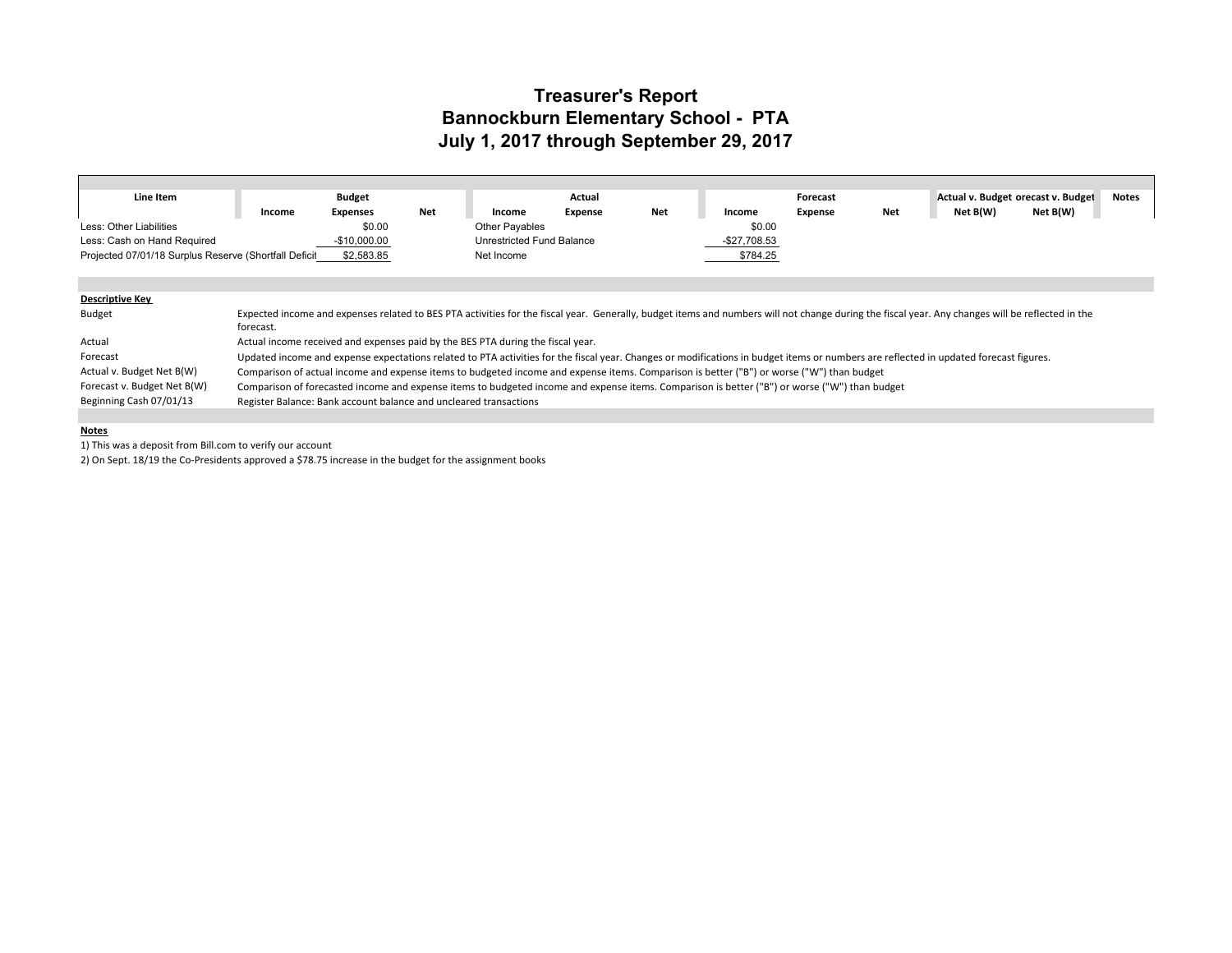# Treasurer's Report
# Bannockburn Elementary School - PTA
# July 1, 2017 through September 29, 2017

| Line Item | Budget | | | Actual | | | Forecast | | | Actual v. Budget | Forecast v. Budget | Notes |
|---|---|---|---|---|---|---|---|---|---|---|---|---|
| | Income | Expenses | Net | Income | Expense | Net | Income | Expense | Net | Net B(W) | Net B(W) | |
| Less: Other Liabilities | | $0.00 | | Other Payables | | | $0.00 | | | | | |
| Less: Cash on Hand Required | | -$10,000.00 | | Unrestricted Fund Balance | | | -$27,708.53 | | | | | |
| Projected 07/01/18 Surplus Reserve (Shortfall Deficit | | $2,583.85 | | Net Income | | | $784.25 | | | | | |

**Descriptive Key**

| | |
|---|---|
| Budget | Expected income and expenses related to BES PTA activities for the fiscal year. Generally, budget items and numbers will not change during the fiscal year. Any changes will be reflected in the forecast. |
| Actual | Actual income received and expenses paid by the BES PTA during the fiscal year. |
| Forecast | Updated income and expense expectations related to PTA activities for the fiscal year. Changes or modifications in budget items or numbers are reflected in updated forecast figures. |
| Actual v. Budget Net B(W) | Comparison of actual income and expense items to budgeted income and expense items. Comparison is better ("B") or worse ("W") than budget |
| Forecast v. Budget Net B(W) | Comparison of forecasted income and expense items to budgeted income and expense items. Comparison is better ("B") or worse ("W") than budget |
| Beginning Cash 07/01/13 | Register Balance: Bank account balance and uncleared transactions |

**Notes**

1) This was a deposit from Bill.com to verify our account

2) On Sept. 18/19 the Co-Presidents approved a $78.75 increase in the budget for the assignment books